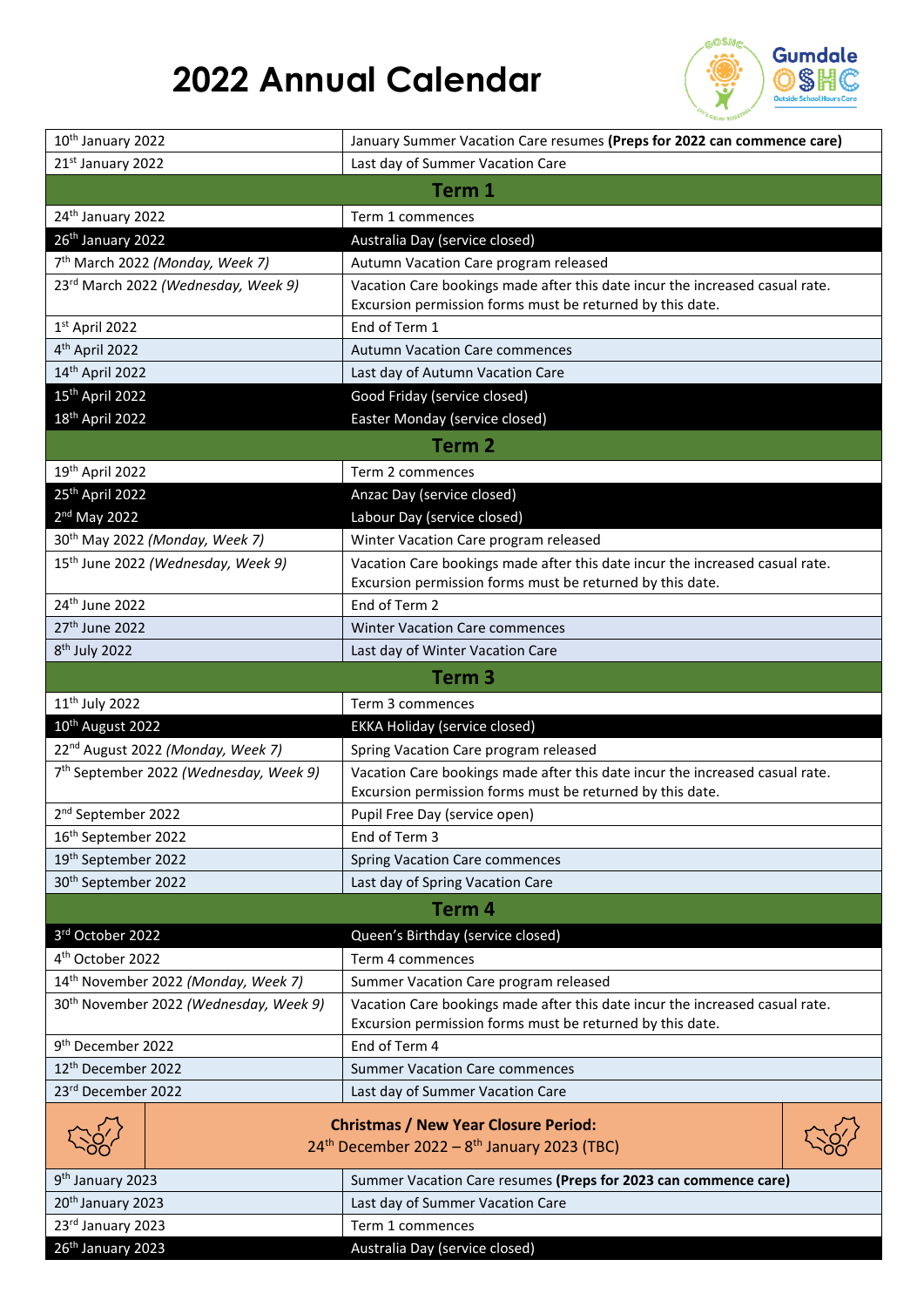# 2022 Annual Calendar

Gumdale OSHC – Outside School Hours Care

| Date | Event |
|---|---|
| 10th January 2022 | January Summer Vacation Care resumes **(Preps for 2022 can commence care)** |
| 21st January 2022 | Last day of Summer Vacation Care |
| **Term 1** | |
| 24th January 2022 | Term 1 commences |
| 26th January 2022 | Australia Day (service closed) |
| 7th March 2022 *(Monday, Week 7)* | Autumn Vacation Care program released |
| 23rd March 2022 *(Wednesday, Week 9)* | Vacation Care bookings made after this date incur the increased casual rate. Excursion permission forms must be returned by this date. |
| 1st April 2022 | End of Term 1 |
| 4th April 2022 | Autumn Vacation Care commences |
| 14th April 2022 | Last day of Autumn Vacation Care |
| 15th April 2022 | Good Friday (service closed) |
| 18th April 2022 | Easter Monday (service closed) |
| **Term 2** | |
| 19th April 2022 | Term 2 commences |
| 25th April 2022 | Anzac Day (service closed) |
| 2nd May 2022 | Labour Day (service closed) |
| 30th May 2022 *(Monday, Week 7)* | Winter Vacation Care program released |
| 15th June 2022 *(Wednesday, Week 9)* | Vacation Care bookings made after this date incur the increased casual rate. Excursion permission forms must be returned by this date. |
| 24th June 2022 | End of Term 2 |
| 27th June 2022 | Winter Vacation Care commences |
| 8th July 2022 | Last day of Winter Vacation Care |
| **Term 3** | |
| 11th July 2022 | Term 3 commences |
| 10th August 2022 | EKKA Holiday (service closed) |
| 22nd August 2022 *(Monday, Week 7)* | Spring Vacation Care program released |
| 7th September 2022 *(Wednesday, Week 9)* | Vacation Care bookings made after this date incur the increased casual rate. Excursion permission forms must be returned by this date. |
| 2nd September 2022 | Pupil Free Day (service open) |
| 16th September 2022 | End of Term 3 |
| 19th September 2022 | Spring Vacation Care commences |
| 30th September 2022 | Last day of Spring Vacation Care |
| **Term 4** | |
| 3rd October 2022 | Queen's Birthday (service closed) |
| 4th October 2022 | Term 4 commences |
| 14th November 2022 *(Monday, Week 7)* | Summer Vacation Care program released |
| 30th November 2022 *(Wednesday, Week 9)* | Vacation Care bookings made after this date incur the increased casual rate. Excursion permission forms must be returned by this date. |
| 9th December 2022 | End of Term 4 |
| 12th December 2022 | Summer Vacation Care commences |
| 23rd December 2022 | Last day of Summer Vacation Care |
| **Christmas / New Year Closure Period:** 24th December 2022 – 8th January 2023 (TBC) | |
| 9th January 2023 | Summer Vacation Care resumes **(Preps for 2023 can commence care)** |
| 20th January 2023 | Last day of Summer Vacation Care |
| 23rd January 2023 | Term 1 commences |
| 26th January 2023 | Australia Day (service closed) |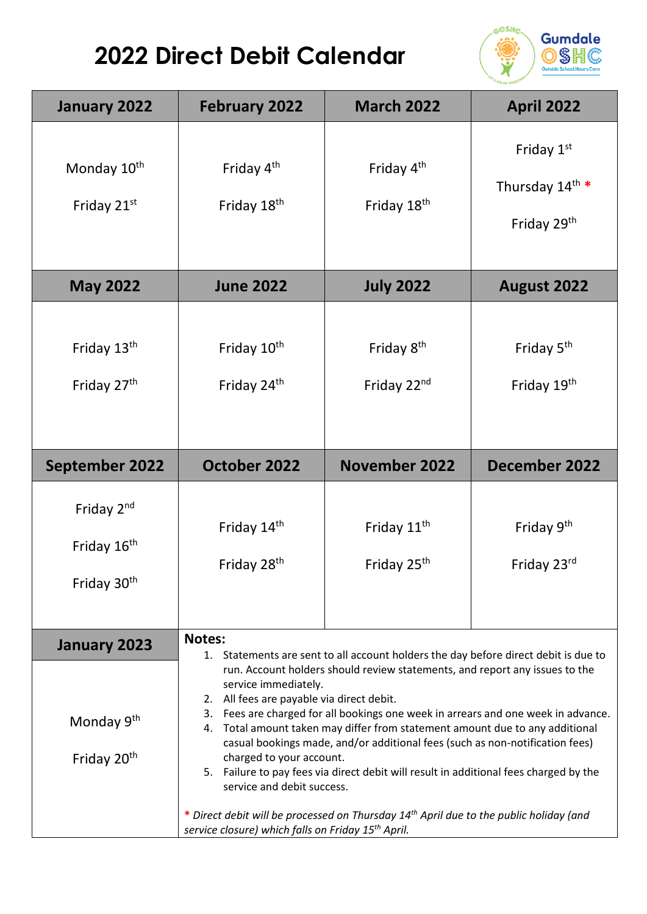# 2022 Direct Debit Calendar

| January 2022 | February 2022 | March 2022 | April 2022 |
|---|---|---|---|
| Monday 10th<br>Friday 21st | Friday 4th<br>Friday 18th | Friday 4th<br>Friday 18th | Friday 1st<br>Thursday 14th *<br>Friday 29th |
| **May 2022** | **June 2022** | **July 2022** | **August 2022** |
| Friday 13th<br>Friday 27th | Friday 10th<br>Friday 24th | Friday 8th<br>Friday 22nd | Friday 5th<br>Friday 19th |
| **September 2022** | **October 2022** | **November 2022** | **December 2022** |
| Friday 2nd<br>Friday 16th<br>Friday 30th | Friday 14th<br>Friday 28th | Friday 11th<br>Friday 25th | Friday 9th<br>Friday 23rd |
| **January 2023** | | | |
| Monday 9th<br>Friday 20th | | | |

**Notes:**

1. Statements are sent to all account holders the day before direct debit is due to run. Account holders should review statements, and report any issues to the service immediately.
2. All fees are payable via direct debit.
3. Fees are charged for all bookings one week in arrears and one week in advance.
4. Total amount taken may differ from statement amount due to any additional casual bookings made, and/or additional fees (such as non-notification fees) charged to your account.
5. Failure to pay fees via direct debit will result in additional fees charged by the service and debit success.

\* *Direct debit will be processed on Thursday 14th April due to the public holiday (and service closure) which falls on Friday 15th April.*